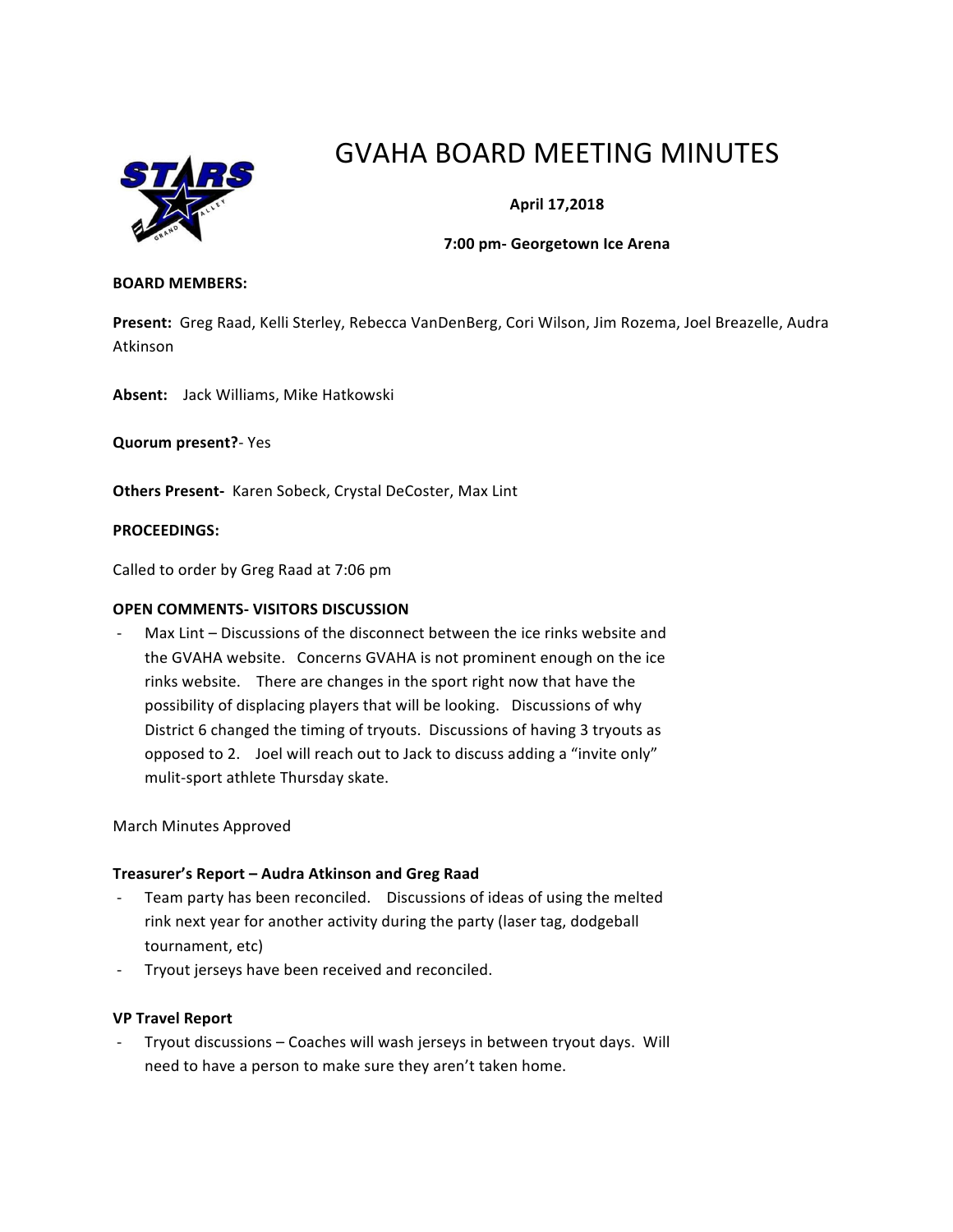# GVAHA BOARD MEETING MINUTES

**April 17,2018**

**7:00 pm- Georgetown Ice Arena**

**BOARD MEMBERS:**

**Present:** Greg Raad, Kelli Sterley, Rebecca VanDenBerg, Cori Wilson, Jim Rozema, Joel Breazelle, Audra Atkinson

**Absent:** Jack Williams, Mike Hatkowski

**Quorum present?**- Yes

**Others Present-** Karen Sobeck, Crystal DeCoster, Max Lint

**PROCEEDINGS:**

Called to order by Greg Raad at 7:06 pm

**OPEN COMMENTS- VISITORS DISCUSSION**

- Max Lint – Discussions of the disconnect between the ice rinks website and the GVAHA website. Concerns GVAHA is not prominent enough on the ice rinks website. There are changes in the sport right now that have the possibility of displacing players that will be looking. Discussions of why District 6 changed the timing of tryouts. Discussions of having 3 tryouts as opposed to 2. Joel will reach out to Jack to discuss adding a "invite only" mulit-sport athlete Thursday skate.

March Minutes Approved

**Treasurer's Report – Audra Atkinson and Greg Raad**

- Team party has been reconciled. Discussions of ideas of using the melted rink next year for another activity during the party (laser tag, dodgeball tournament, etc)
- Tryout jerseys have been received and reconciled.

**VP Travel Report**

- Tryout discussions – Coaches will wash jerseys in between tryout days. Will need to have a person to make sure they aren't taken home.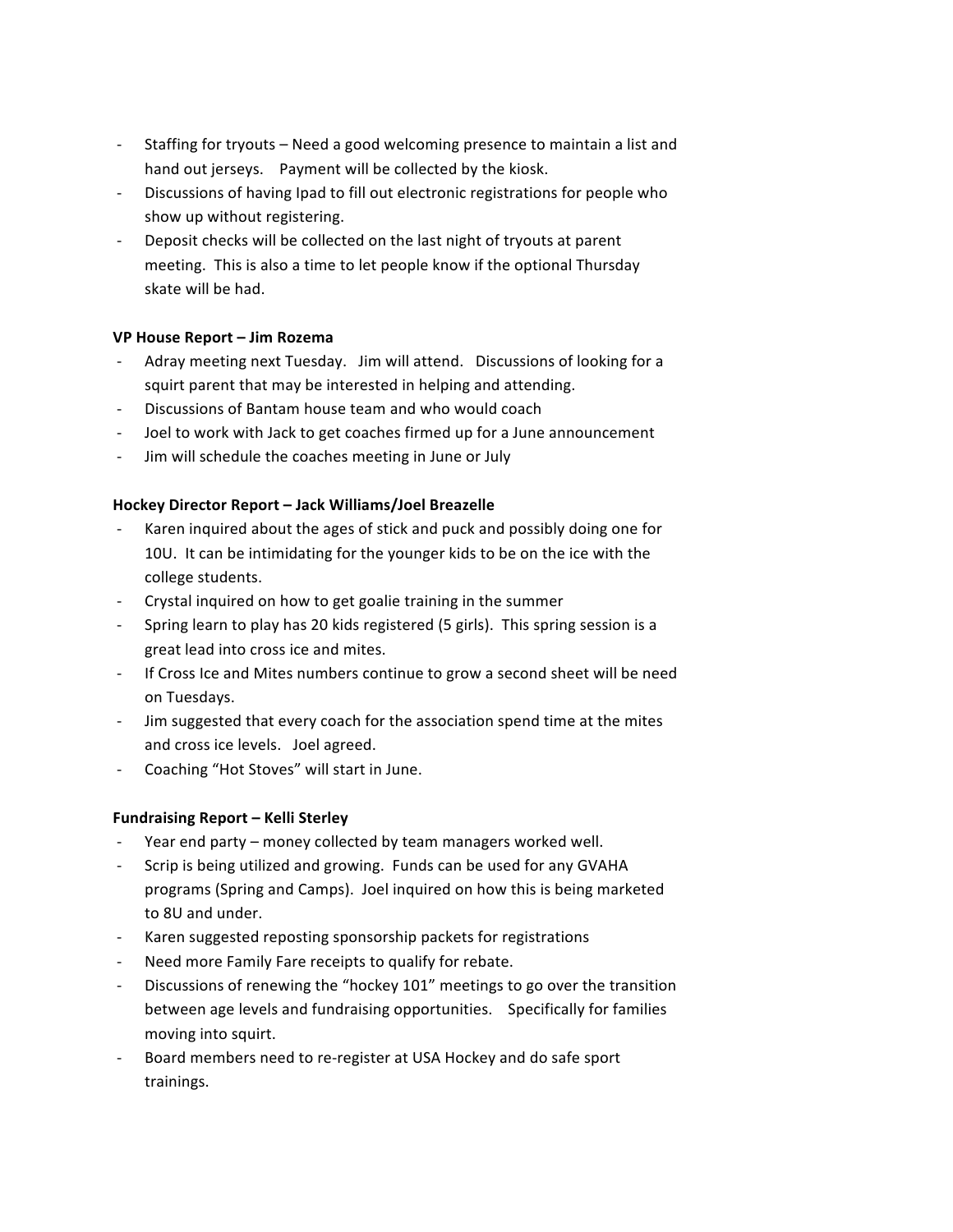- Staffing for tryouts – Need a good welcoming presence to maintain a list and hand out jerseys. Payment will be collected by the kiosk.
- Discussions of having Ipad to fill out electronic registrations for people who show up without registering.
- Deposit checks will be collected on the last night of tryouts at parent meeting. This is also a time to let people know if the optional Thursday skate will be had.

**VP House Report – Jim Rozema**

- Adray meeting next Tuesday. Jim will attend. Discussions of looking for a squirt parent that may be interested in helping and attending.
- Discussions of Bantam house team and who would coach
- Joel to work with Jack to get coaches firmed up for a June announcement
- Jim will schedule the coaches meeting in June or July

**Hockey Director Report – Jack Williams/Joel Breazelle**

- Karen inquired about the ages of stick and puck and possibly doing one for 10U. It can be intimidating for the younger kids to be on the ice with the college students.
- Crystal inquired on how to get goalie training in the summer
- Spring learn to play has 20 kids registered (5 girls). This spring session is a great lead into cross ice and mites.
- If Cross Ice and Mites numbers continue to grow a second sheet will be need on Tuesdays.
- Jim suggested that every coach for the association spend time at the mites and cross ice levels. Joel agreed.
- Coaching "Hot Stoves" will start in June.

**Fundraising Report – Kelli Sterley**

- Year end party – money collected by team managers worked well.
- Scrip is being utilized and growing. Funds can be used for any GVAHA programs (Spring and Camps). Joel inquired on how this is being marketed to 8U and under.
- Karen suggested reposting sponsorship packets for registrations
- Need more Family Fare receipts to qualify for rebate.
- Discussions of renewing the "hockey 101" meetings to go over the transition between age levels and fundraising opportunities. Specifically for families moving into squirt.
- Board members need to re-register at USA Hockey and do safe sport trainings.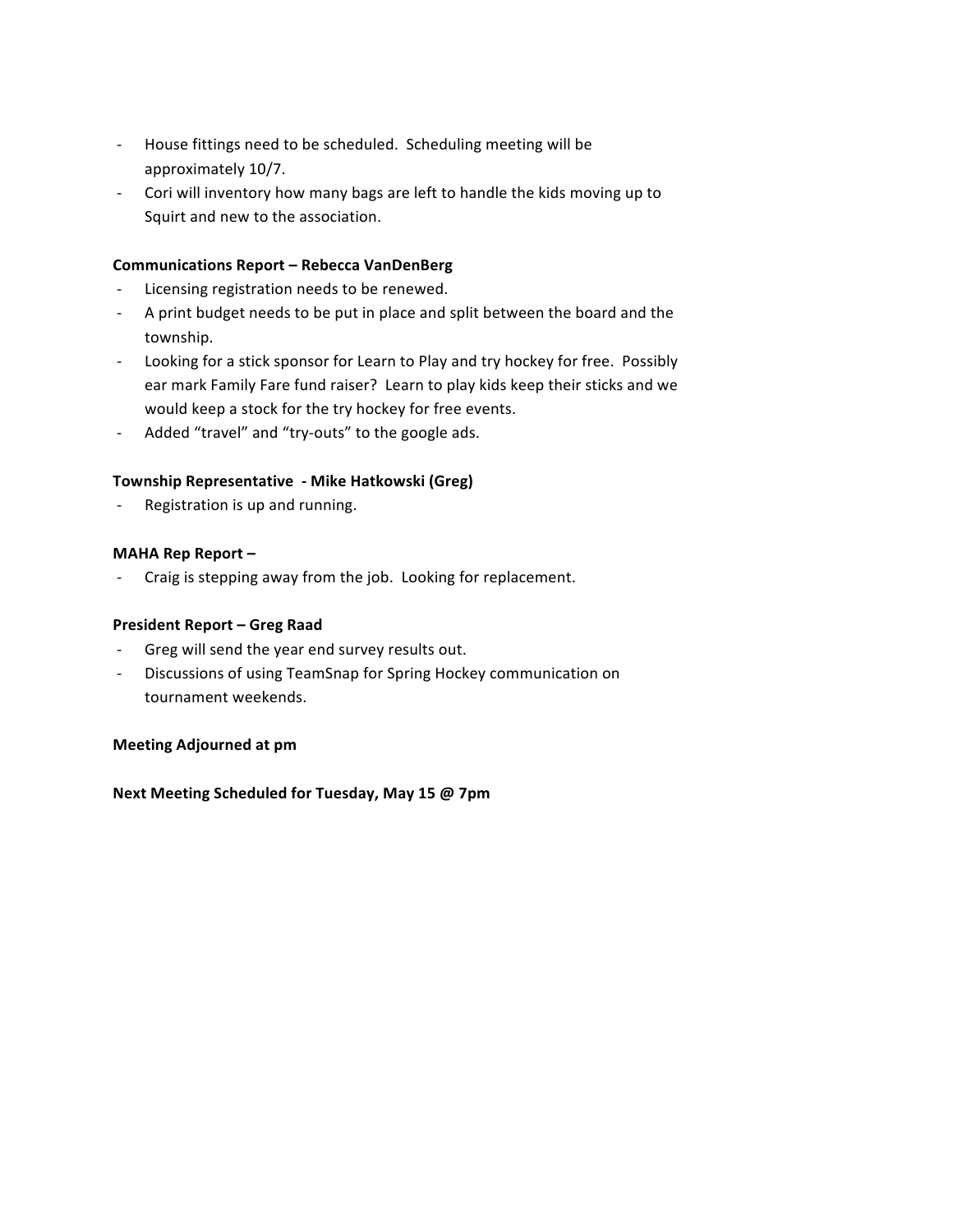- House fittings need to be scheduled. Scheduling meeting will be approximately 10/7.
- Cori will inventory how many bags are left to handle the kids moving up to Squirt and new to the association.

**Communications Report – Rebecca VanDenBerg**

- Licensing registration needs to be renewed.
- A print budget needs to be put in place and split between the board and the township.
- Looking for a stick sponsor for Learn to Play and try hockey for free. Possibly ear mark Family Fare fund raiser? Learn to play kids keep their sticks and we would keep a stock for the try hockey for free events.
- Added "travel" and "try-outs" to the google ads.

**Township Representative - Mike Hatkowski (Greg)**

- Registration is up and running.

**MAHA Rep Report –**

- Craig is stepping away from the job. Looking for replacement.

**President Report – Greg Raad**

- Greg will send the year end survey results out.
- Discussions of using TeamSnap for Spring Hockey communication on tournament weekends.

**Meeting Adjourned at pm**

**Next Meeting Scheduled for Tuesday, May 15 @ 7pm**